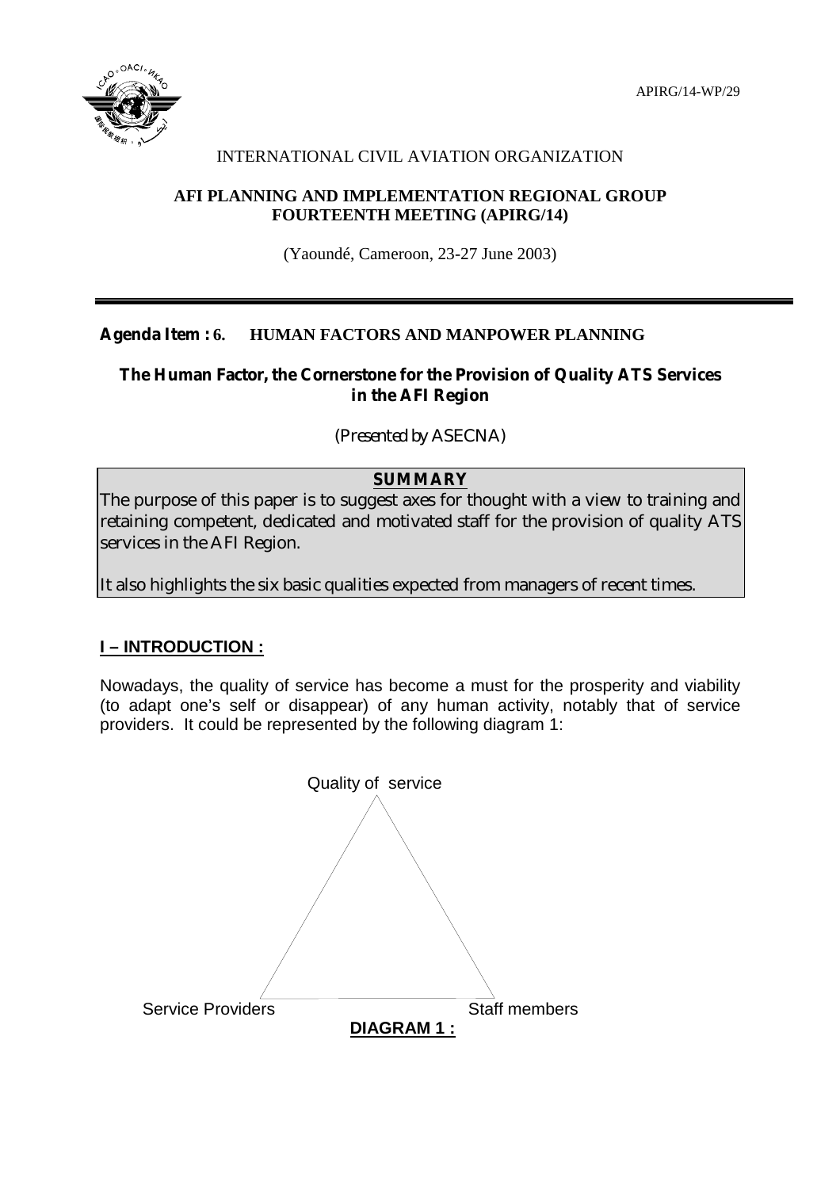APIRG/14-WP/29

INTERNATIONAL CIVIL AVIATION ORGANIZATION

**AFI PLANNING AND IMPLEMENTATION REGIONAL GROUP**
**FOURTEENTH MEETING (APIRG/14)**

(Yaoundé, Cameroon, 23-27 June 2003)

---

**Agenda Item : 6.  HUMAN FACTORS AND MANPOWER PLANNING**

**The Human Factor, the Cornerstone for the Provision of Quality ATS Services in the AFI Region**

*(Presented by ASECNA)*

**SUMMARY**

The purpose of this paper is to suggest axes for thought with a view to training and retaining competent, dedicated and motivated staff for the provision of quality ATS services in the AFI Region.

It also highlights the six basic qualities expected from managers of recent times.

## I – INTRODUCTION :

Nowadays, the quality of service has become a must for the prosperity and viability (to adapt one's self or disappear) of any human activity, notably that of service providers. It could be represented by the following diagram 1:

Quality of service

Service Providers — Staff members

**DIAGRAM 1 :**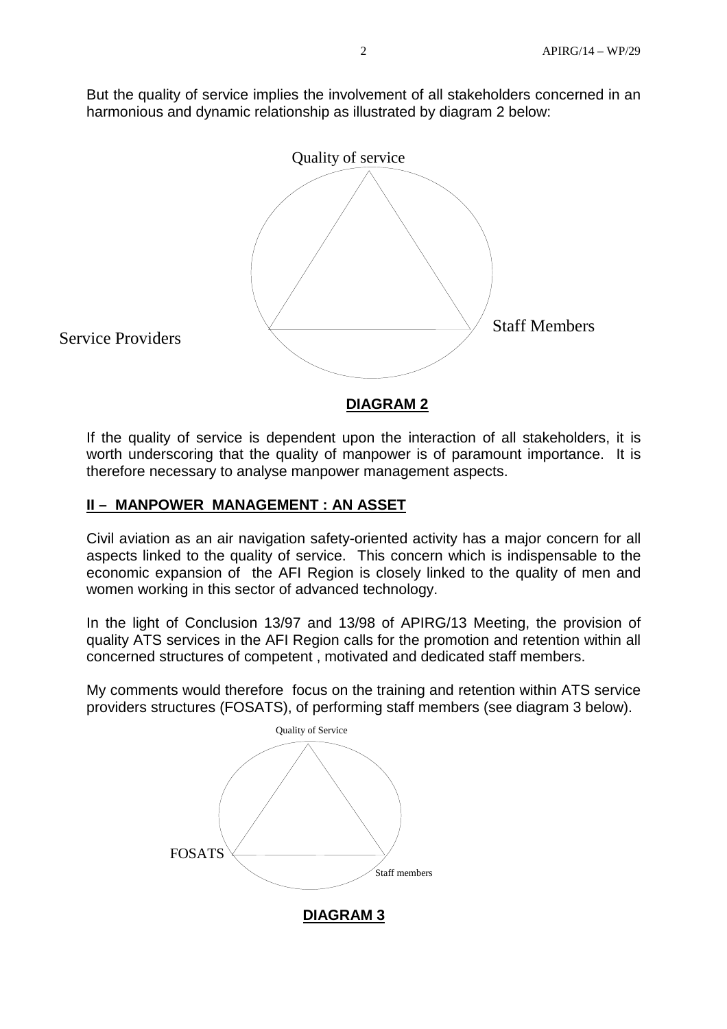But the quality of service implies the involvement of all stakeholders concerned in an harmonious and dynamic relationship as illustrated by diagram 2 below:

Quality of service

Service Providers

Staff Members

**DIAGRAM 2**

If the quality of service is dependent upon the interaction of all stakeholders, it is worth underscoring that the quality of manpower is of paramount importance. It is therefore necessary to analyse manpower management aspects.

## II – MANPOWER MANAGEMENT : AN ASSET

Civil aviation as an air navigation safety-oriented activity has a major concern for all aspects linked to the quality of service. This concern which is indispensable to the economic expansion of the AFI Region is closely linked to the quality of men and women working in this sector of advanced technology.

In the light of Conclusion 13/97 and 13/98 of APIRG/13 Meeting, the provision of quality ATS services in the AFI Region calls for the promotion and retention within all concerned structures of competent , motivated and dedicated staff members.

My comments would therefore focus on the training and retention within ATS service providers structures (FOSATS), of performing staff members (see diagram 3 below).

Quality of Service

FOSATS

Staff members

**DIAGRAM 3**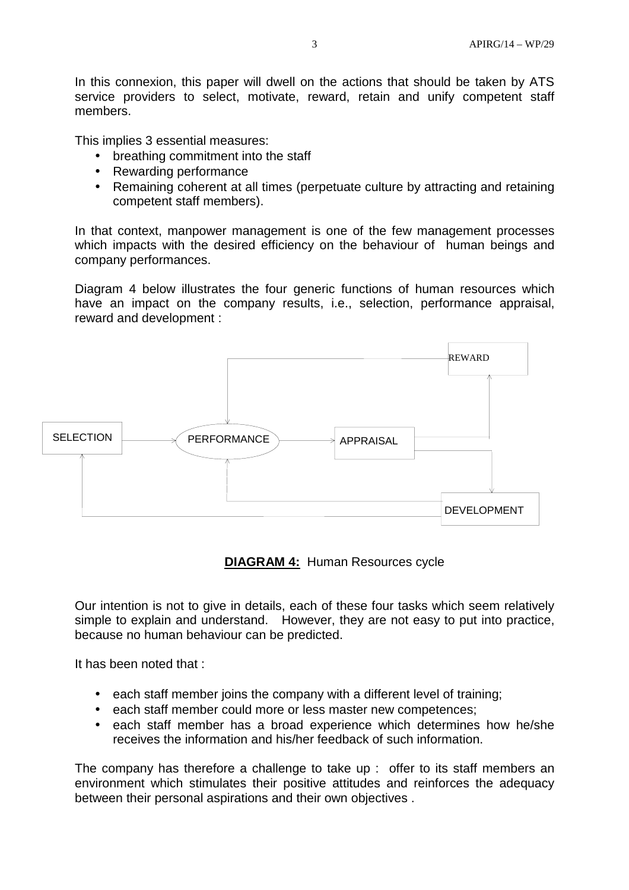In this connexion, this paper will dwell on the actions that should be taken by ATS service providers to select, motivate, reward, retain and unify competent staff members.

This implies 3 essential measures:

- breathing commitment into the staff
- Rewarding performance
- Remaining coherent at all times (perpetuate culture by attracting and retaining competent staff members).

In that context, manpower management is one of the few management processes which impacts with the desired efficiency on the behaviour of human beings and company performances.

Diagram 4 below illustrates the four generic functions of human resources which have an impact on the company results, i.e., selection, performance appraisal, reward and development :

REWARD

SELECTION → PERFORMANCE → APPRAISAL

DEVELOPMENT

**DIAGRAM 4:** Human Resources cycle

Our intention is not to give in details, each of these four tasks which seem relatively simple to explain and understand. However, they are not easy to put into practice, because no human behaviour can be predicted.

It has been noted that :

- each staff member joins the company with a different level of training;
- each staff member could more or less master new competences;
- each staff member has a broad experience which determines how he/she receives the information and his/her feedback of such information.

The company has therefore a challenge to take up : offer to its staff members an environment which stimulates their positive attitudes and reinforces the adequacy between their personal aspirations and their own objectives .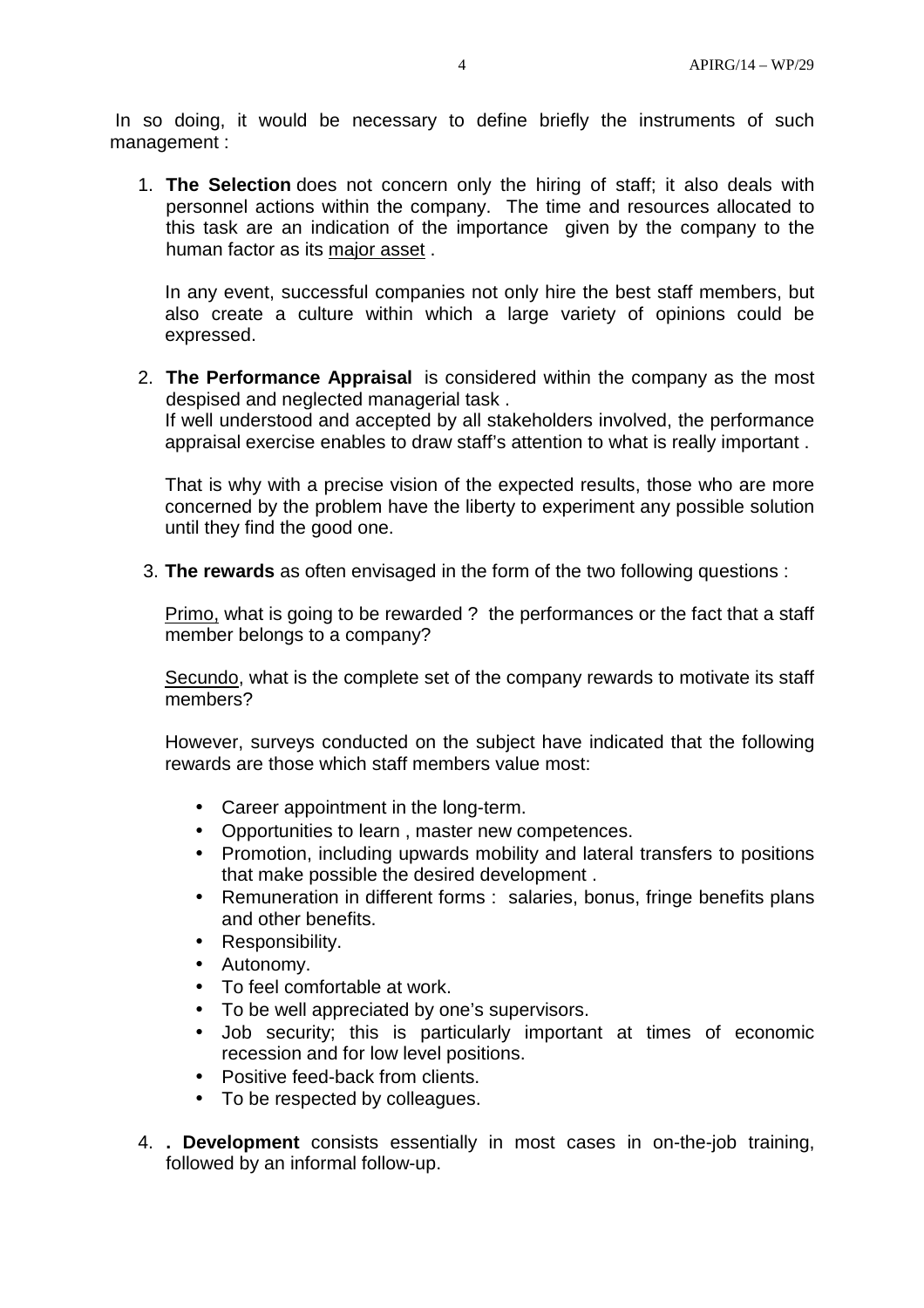In so doing, it would be necessary to define briefly the instruments of such management :

1. **The Selection** does not concern only the hiring of staff; it also deals with personnel actions within the company. The time and resources allocated to this task are an indication of the importance given by the company to the human factor as its major asset .

   In any event, successful companies not only hire the best staff members, but also create a culture within which a large variety of opinions could be expressed.

2. **The Performance Appraisal** is considered within the company as the most despised and neglected managerial task .
   If well understood and accepted by all stakeholders involved, the performance appraisal exercise enables to draw staff's attention to what is really important .

   That is why with a precise vision of the expected results, those who are more concerned by the problem have the liberty to experiment any possible solution until they find the good one.

3. **The rewards** as often envisaged in the form of the two following questions :

   Primo, what is going to be rewarded ? the performances or the fact that a staff member belongs to a company?

   Secundo, what is the complete set of the company rewards to motivate its staff members?

   However, surveys conducted on the subject have indicated that the following rewards are those which staff members value most:

   - Career appointment in the long-term.
   - Opportunities to learn , master new competences.
   - Promotion, including upwards mobility and lateral transfers to positions that make possible the desired development .
   - Remuneration in different forms : salaries, bonus, fringe benefits plans and other benefits.
   - Responsibility.
   - Autonomy.
   - To feel comfortable at work.
   - To be well appreciated by one's supervisors.
   - Job security; this is particularly important at times of economic recession and for low level positions.
   - Positive feed-back from clients.
   - To be respected by colleagues.

4. **. Development** consists essentially in most cases in on-the-job training, followed by an informal follow-up.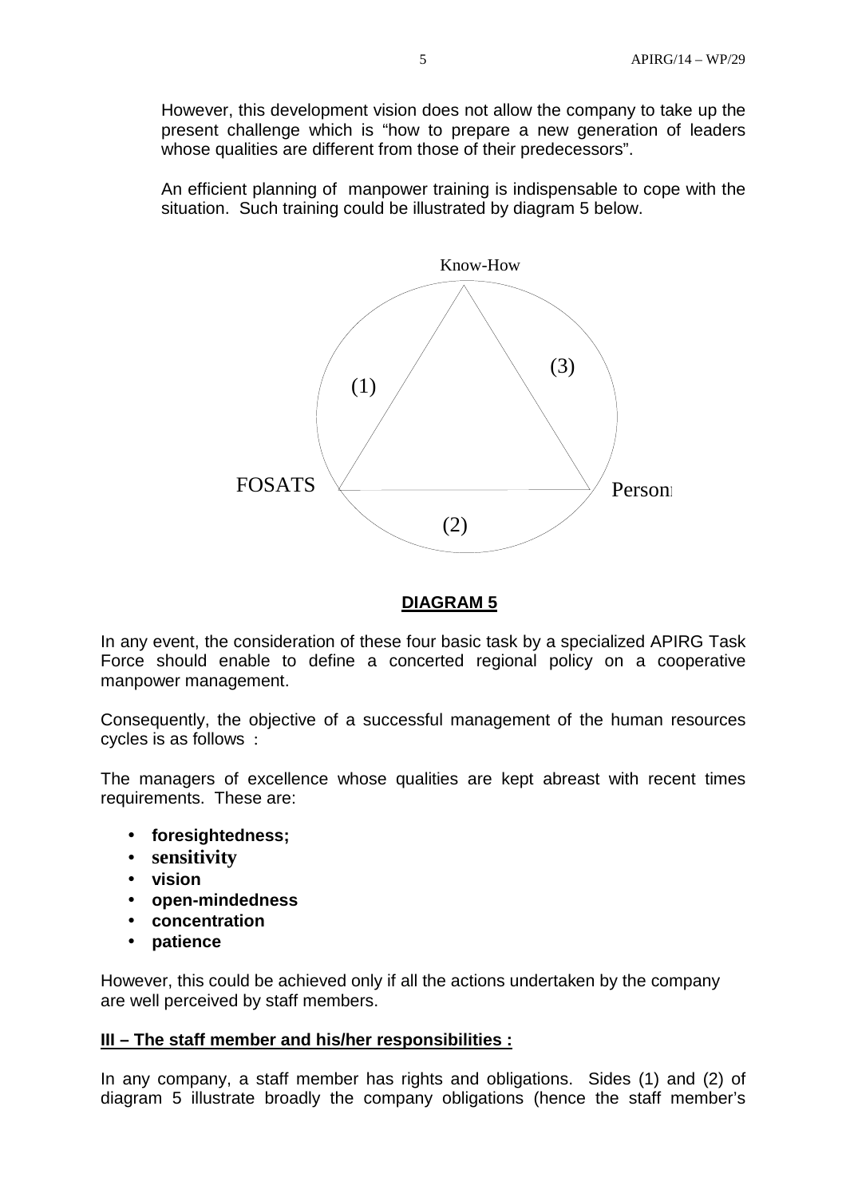However, this development vision does not allow the company to take up the present challenge which is "how to prepare a new generation of leaders whose qualities are different from those of their predecessors".

An efficient planning of manpower training is indispensable to cope with the situation. Such training could be illustrated by diagram 5 below.

Know-How

(1) (3)

FOSATS Personnel

(2)

**DIAGRAM 5**

In any event, the consideration of these four basic task by a specialized APIRG Task Force should enable to define a concerted regional policy on a cooperative manpower management.

Consequently, the objective of a successful management of the human resources cycles is as follows :

The managers of excellence whose qualities are kept abreast with recent times requirements. These are:

- **foresightedness;**
- **sensitivity**
- **vision**
- **open-mindedness**
- **concentration**
- **patience**

However, this could be achieved only if all the actions undertaken by the company are well perceived by staff members.

**III – The staff member and his/her responsibilities :**

In any company, a staff member has rights and obligations. Sides (1) and (2) of diagram 5 illustrate broadly the company obligations (hence the staff member's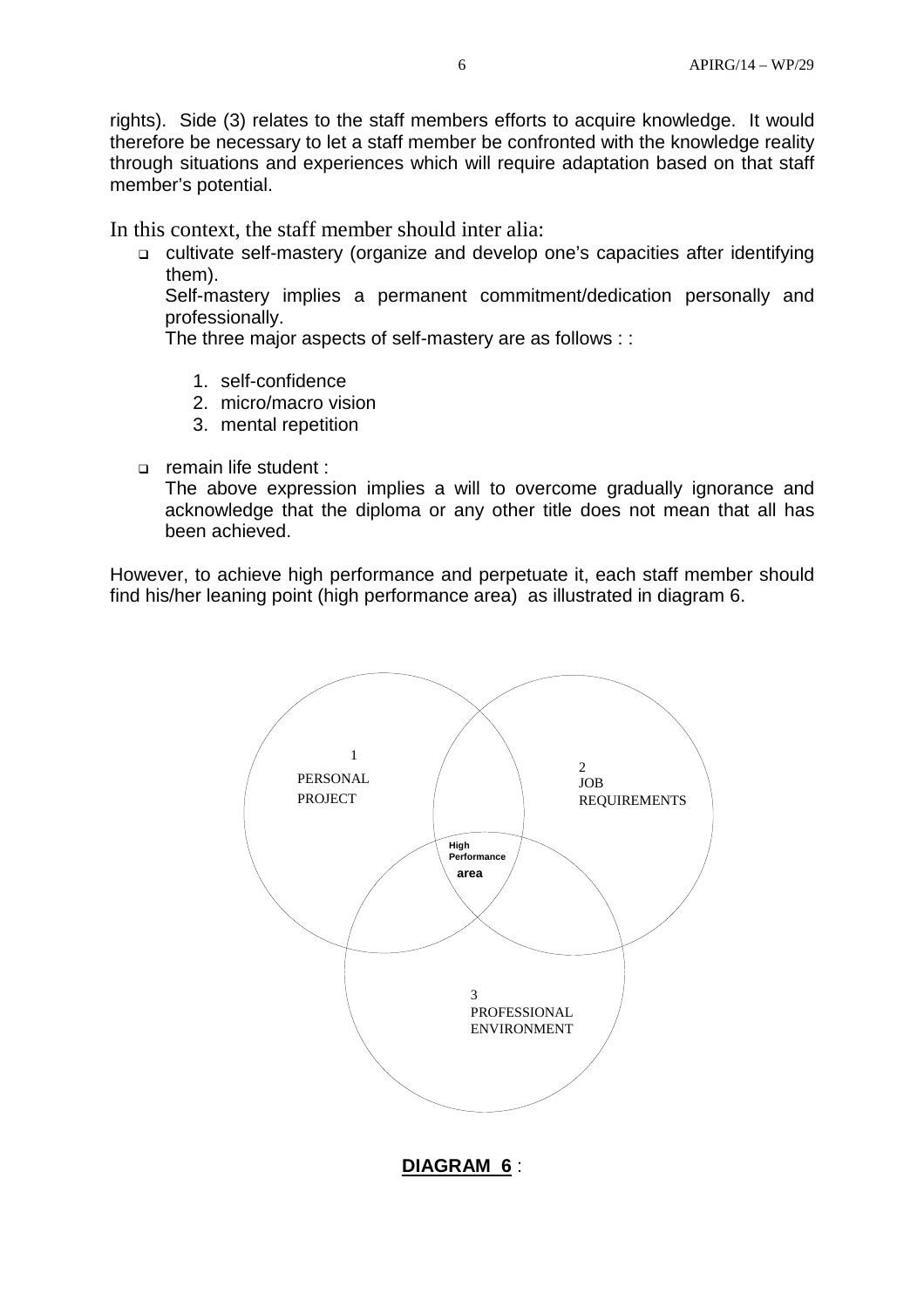rights). Side (3) relates to the staff members efforts to acquire knowledge. It would therefore be necessary to let a staff member be confronted with the knowledge reality through situations and experiences which will require adaptation based on that staff member's potential.

In this context, the staff member should inter alia:

- cultivate self-mastery (organize and develop one's capacities after identifying them).

  Self-mastery implies a permanent commitment/dedication personally and professionally.

  The three major aspects of self-mastery are as follows : :

  1. self-confidence
  2. micro/macro vision
  3. mental repetition

- remain life student :

  The above expression implies a will to overcome gradually ignorance and acknowledge that the diploma or any other title does not mean that all has been achieved.

However, to achieve high performance and perpetuate it, each staff member should find his/her leaning point (high performance area) as illustrated in diagram 6.

1 PERSONAL PROJECT

2 JOB REQUIREMENTS

3 PROFESSIONAL ENVIRONMENT

High Performance area

**DIAGRAM 6** :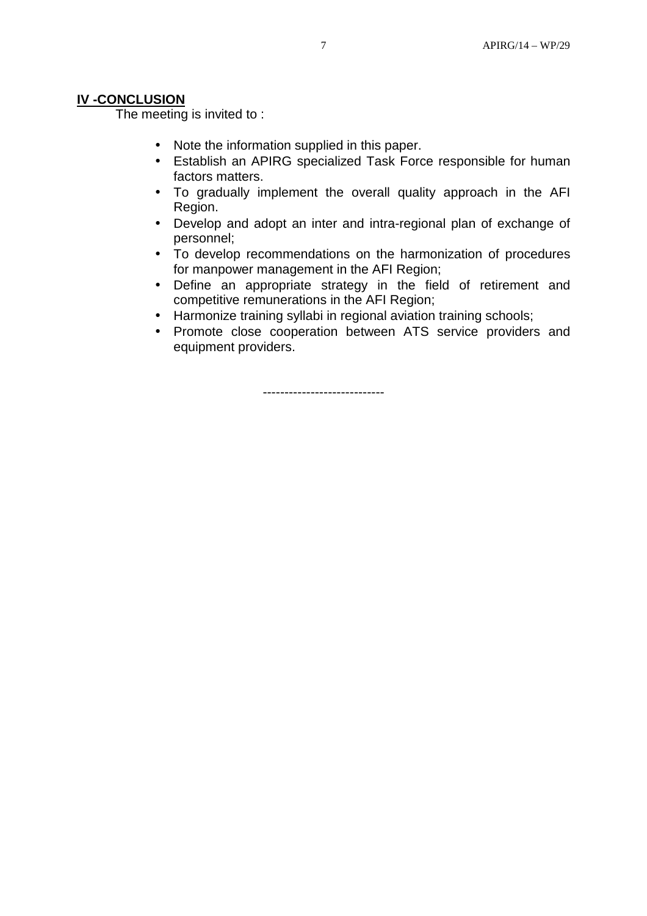**IV -CONCLUSION**

The meeting is invited to :

- Note the information supplied in this paper.
- Establish an APIRG specialized Task Force responsible for human factors matters.
- To gradually implement the overall quality approach in the AFI Region.
- Develop and adopt an inter and intra-regional plan of exchange of personnel;
- To develop recommendations on the harmonization of procedures for manpower management in the AFI Region;
- Define an appropriate strategy in the field of retirement and competitive remunerations in the AFI Region;
- Harmonize training syllabi in regional aviation training schools;
- Promote close cooperation between ATS service providers and equipment providers.

----------------------------